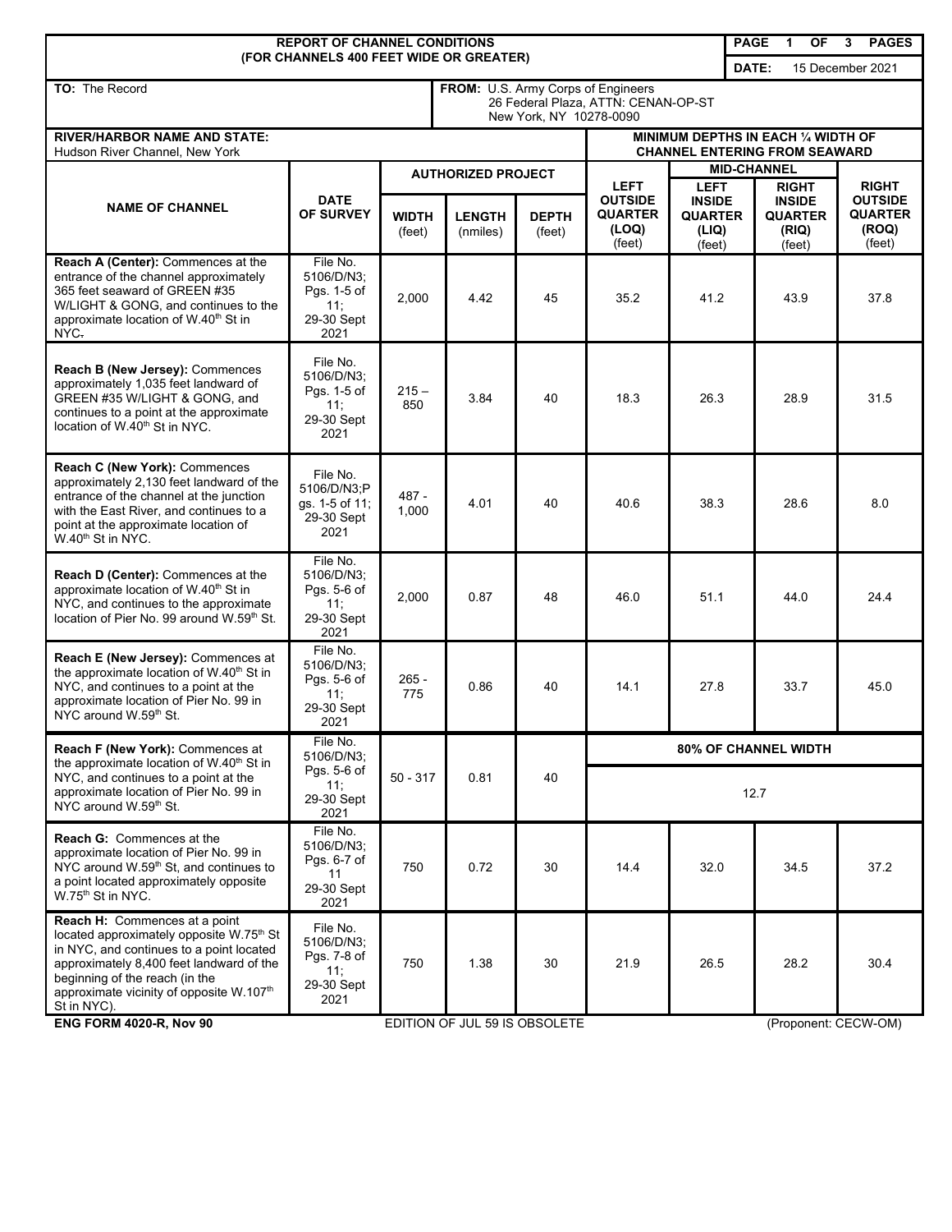**REPORT OF CHANNEL CONDITIONS (FOR CHANNELS 400 FEET WIDE OR GREATER)**

**PAGE** 1 **OF** 3 **PAGES**

**DATE:** 15 December 2021

**TO:** The Record

**FROM:** U.S. Army Corps of Engineers
26 Federal Plaza, ATTN: CENAN-OP-ST
New York, NY 10278-0090

**RIVER/HARBOR NAME AND STATE:**
Hudson River Channel, New York

| NAME OF CHANNEL | DATE OF SURVEY | AUTHORIZED PROJECT | | | MINIMUM DEPTHS IN EACH ¼ WIDTH OF CHANNEL ENTERING FROM SEAWARD | | | |
|---|---|---|---|---|---|---|---|---|
| | | | | | | MID-CHANNEL | | |
| | | WIDTH (feet) | LENGTH (nmiles) | DEPTH (feet) | LEFT OUTSIDE QUARTER (LOQ) (feet) | LEFT INSIDE QUARTER (LIQ) (feet) | RIGHT INSIDE QUARTER (RIQ) (feet) | RIGHT OUTSIDE QUARTER (ROQ) (feet) |
| **Reach A (Center):** Commences at the entrance of the channel approximately 365 feet seaward of GREEN #35 W/LIGHT & GONG, and continues to the approximate location of W.40th St in NYC. | File No. 5106/D/N3; Pgs. 1-5 of 11; 29-30 Sept 2021 | 2,000 | 4.42 | 45 | 35.2 | 41.2 | 43.9 | 37.8 |
| **Reach B (New Jersey):** Commences approximately 1,035 feet landward of GREEN #35 W/LIGHT & GONG, and continues to a point at the approximate location of W.40th St in NYC. | File No. 5106/D/N3; Pgs. 1-5 of 11; 29-30 Sept 2021 | 215 – 850 | 3.84 | 40 | 18.3 | 26.3 | 28.9 | 31.5 |
| **Reach C (New York):** Commences approximately 2,130 feet landward of the entrance of the channel at the junction with the East River, and continues to a point at the approximate location of W.40th St in NYC. | File No. 5106/D/N3;Pgs. 1-5 of 11; 29-30 Sept 2021 | 487 - 1,000 | 4.01 | 40 | 40.6 | 38.3 | 28.6 | 8.0 |
| **Reach D (Center):** Commences at the approximate location of W.40th St in NYC, and continues to the approximate location of Pier No. 99 around W.59th St. | File No. 5106/D/N3; Pgs. 5-6 of 11; 29-30 Sept 2021 | 2,000 | 0.87 | 48 | 46.0 | 51.1 | 44.0 | 24.4 |
| **Reach E (New Jersey):** Commences at the approximate location of W.40th St in NYC, and continues to a point at the approximate location of Pier No. 99 in NYC around W.59th St. | File No. 5106/D/N3; Pgs. 5-6 of 11; 29-30 Sept 2021 | 265 - 775 | 0.86 | 40 | 14.1 | 27.8 | 33.7 | 45.0 |
| **Reach F (New York):** Commences at the approximate location of W.40th St in NYC, and continues to a point at the approximate location of Pier No. 99 in NYC around W.59th St. | File No. 5106/D/N3; Pgs. 5-6 of 11; 29-30 Sept 2021 | 50 - 317 | 0.81 | 40 | **80% OF CHANNEL WIDTH:** 12.7 | | | |
| **Reach G:** Commences at the approximate location of Pier No. 99 in NYC around W.59th St, and continues to a point located approximately opposite W.75th St in NYC. | File No. 5106/D/N3; Pgs. 6-7 of 11 29-30 Sept 2021 | 750 | 0.72 | 30 | 14.4 | 32.0 | 34.5 | 37.2 |
| **Reach H:** Commences at a point located approximately opposite W.75th St in NYC, and continues to a point located approximately 8,400 feet landward of the beginning of the reach (in the approximate vicinity of opposite W.107th St in NYC). | File No. 5106/D/N3; Pgs. 7-8 of 11; 29-30 Sept 2021 | 750 | 1.38 | 30 | 21.9 | 26.5 | 28.2 | 30.4 |

**ENG FORM 4020-R, Nov 90** EDITION OF JUL 59 IS OBSOLETE (Proponent: CECW-OM)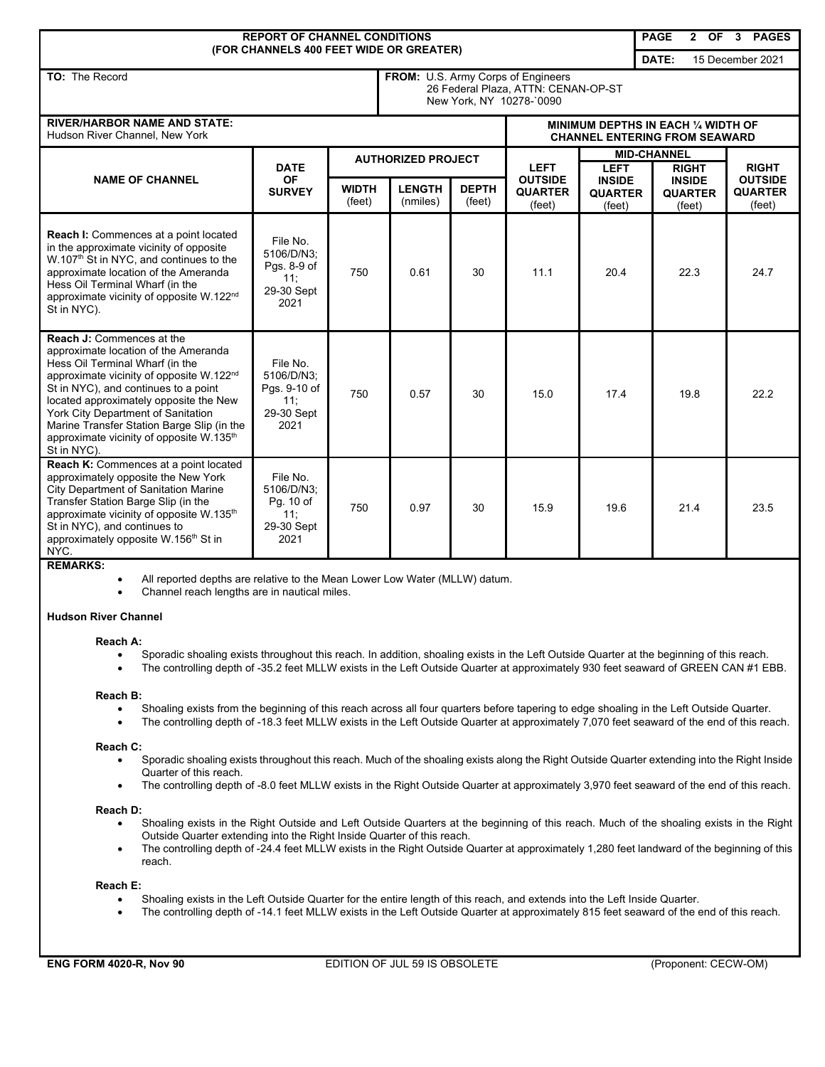# REPORT OF CHANNEL CONDITIONS (FOR CHANNELS 400 FEET WIDE OR GREATER)

**DATE:** 15 December 2021

**TO:** The Record

**FROM:** U.S. Army Corps of Engineers
26 Federal Plaza, ATTN: CENAN-OP-ST
New York, NY 10278-`0090

**RIVER/HARBOR NAME AND STATE:**
Hudson River Channel, New York

| NAME OF CHANNEL | DATE OF SURVEY | AUTHORIZED PROJECT | | | MINIMUM DEPTHS IN EACH ¼ WIDTH OF CHANNEL ENTERING FROM SEAWARD | | | |
|---|---|---|---|---|---|---|---|---|
| | | WIDTH (feet) | LENGTH (nmiles) | DEPTH (feet) | LEFT OUTSIDE QUARTER (feet) | MID-CHANNEL LEFT INSIDE QUARTER (feet) | MID-CHANNEL RIGHT INSIDE QUARTER (feet) | RIGHT OUTSIDE QUARTER (feet) |
| **Reach I:** Commences at a point located in the approximate vicinity of opposite W.107th St in NYC, and continues to the approximate location of the Ameranda Hess Oil Terminal Wharf (in the approximate vicinity of opposite W.122nd St in NYC). | File No. 5106/D/N3; Pgs. 8-9 of 11; 29-30 Sept 2021 | 750 | 0.61 | 30 | 11.1 | 20.4 | 22.3 | 24.7 |
| **Reach J:** Commences at the approximate location of the Ameranda Hess Oil Terminal Wharf (in the approximate vicinity of opposite W.122nd St in NYC), and continues to a point located approximately opposite the New York City Department of Sanitation Marine Transfer Station Barge Slip (in the approximate vicinity of opposite W.135th St in NYC). | File No. 5106/D/N3; Pgs. 9-10 of 11; 29-30 Sept 2021 | 750 | 0.57 | 30 | 15.0 | 17.4 | 19.8 | 22.2 |
| **Reach K:** Commences at a point located approximately opposite the New York City Department of Sanitation Marine Transfer Station Barge Slip (in the approximate vicinity of opposite W.135th St in NYC), and continues to approximately opposite W.156th St in NYC. | File No. 5106/D/N3; Pg. 10 of 11; 29-30 Sept 2021 | 750 | 0.97 | 30 | 15.9 | 19.6 | 21.4 | 23.5 |

**REMARKS:**

- All reported depths are relative to the Mean Lower Low Water (MLLW) datum.
- Channel reach lengths are in nautical miles.

**Hudson River Channel**

**Reach A:**

- Sporadic shoaling exists throughout this reach. In addition, shoaling exists in the Left Outside Quarter at the beginning of this reach.
- The controlling depth of -35.2 feet MLLW exists in the Left Outside Quarter at approximately 930 feet seaward of GREEN CAN #1 EBB.

**Reach B:**

- Shoaling exists from the beginning of this reach across all four quarters before tapering to edge shoaling in the Left Outside Quarter.
- The controlling depth of -18.3 feet MLLW exists in the Left Outside Quarter at approximately 7,070 feet seaward of the end of this reach.

**Reach C:**

- Sporadic shoaling exists throughout this reach. Much of the shoaling exists along the Right Outside Quarter extending into the Right Inside Quarter of this reach.
- The controlling depth of -8.0 feet MLLW exists in the Right Outside Quarter at approximately 3,970 feet seaward of the end of this reach.

**Reach D:**

- Shoaling exists in the Right Outside and Left Outside Quarters at the beginning of this reach. Much of the shoaling exists in the Right Outside Quarter extending into the Right Inside Quarter of this reach.
- The controlling depth of -24.4 feet MLLW exists in the Right Outside Quarter at approximately 1,280 feet landward of the beginning of this reach.

**Reach E:**

- Shoaling exists in the Left Outside Quarter for the entire length of this reach, and extends into the Left Inside Quarter.
- The controlling depth of -14.1 feet MLLW exists in the Left Outside Quarter at approximately 815 feet seaward of the end of this reach.

ENG FORM 4020-R, Nov 90 — EDITION OF JUL 59 IS OBSOLETE — (Proponent: CECW-OM)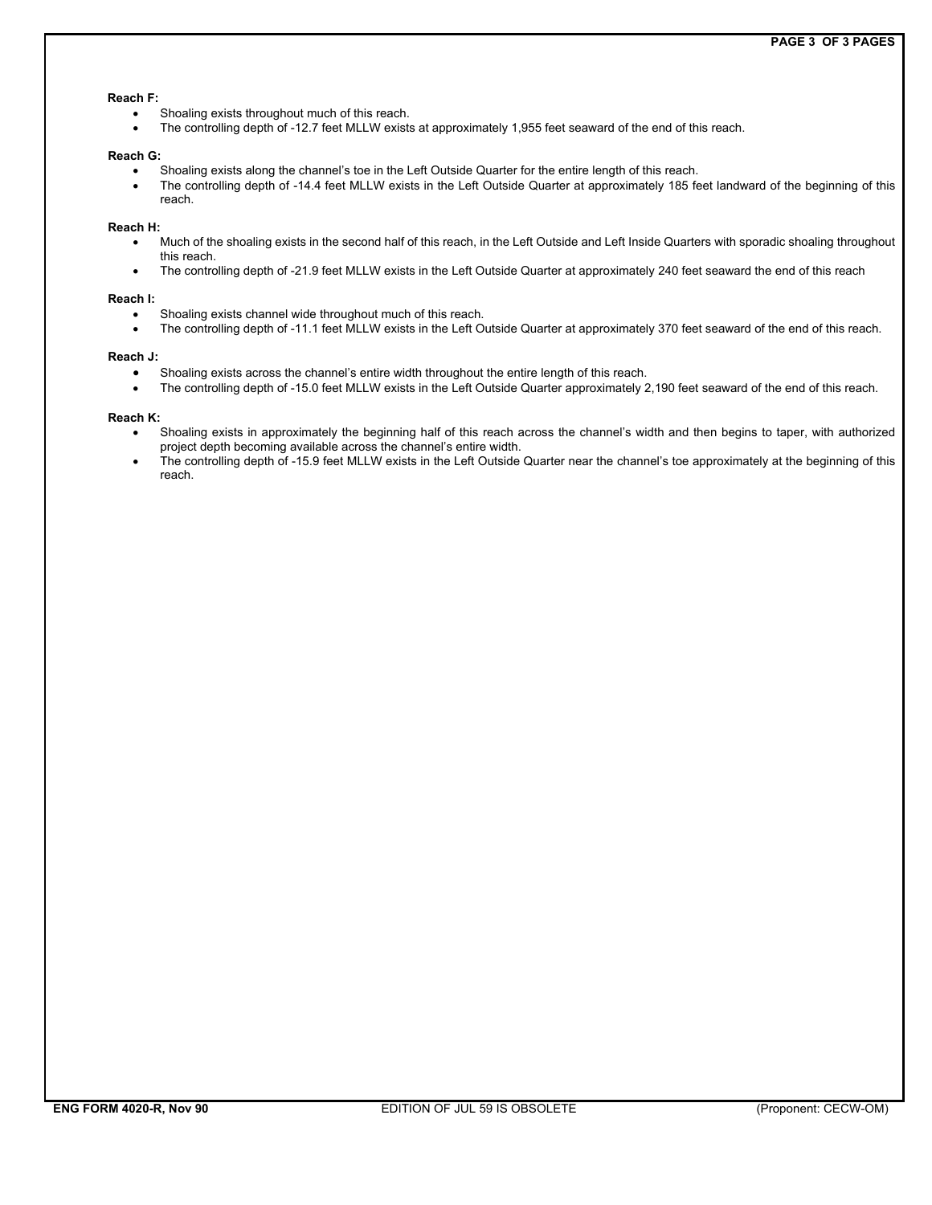**Reach F:**

- Shoaling exists throughout much of this reach.
- The controlling depth of -12.7 feet MLLW exists at approximately 1,955 feet seaward of the end of this reach.

**Reach G:**

- Shoaling exists along the channel's toe in the Left Outside Quarter for the entire length of this reach.
- The controlling depth of -14.4 feet MLLW exists in the Left Outside Quarter at approximately 185 feet landward of the beginning of this reach.

**Reach H:**

- Much of the shoaling exists in the second half of this reach, in the Left Outside and Left Inside Quarters with sporadic shoaling throughout this reach.
- The controlling depth of -21.9 feet MLLW exists in the Left Outside Quarter at approximately 240 feet seaward the end of this reach

**Reach I:**

- Shoaling exists channel wide throughout much of this reach.
- The controlling depth of -11.1 feet MLLW exists in the Left Outside Quarter at approximately 370 feet seaward of the end of this reach.

**Reach J:**

- Shoaling exists across the channel's entire width throughout the entire length of this reach.
- The controlling depth of -15.0 feet MLLW exists in the Left Outside Quarter approximately 2,190 feet seaward of the end of this reach.

**Reach K:**

- Shoaling exists in approximately the beginning half of this reach across the channel's width and then begins to taper, with authorized project depth becoming available across the channel's entire width.
- The controlling depth of -15.9 feet MLLW exists in the Left Outside Quarter near the channel's toe approximately at the beginning of this reach.

ENG FORM 4020-R, Nov 90 EDITION OF JUL 59 IS OBSOLETE (Proponent: CECW-OM)